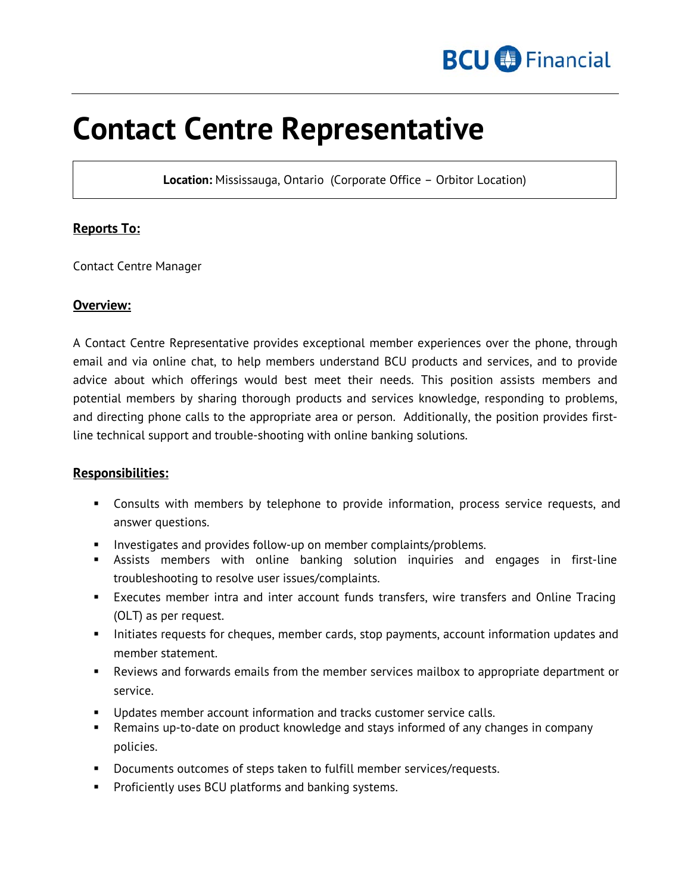BCU Financial

# Contact Centre Representative

**Location:** Mississauga, Ontario (Corporate Office – Orbitor Location)

**Reports To:**

Contact Centre Manager

**Overview:**

A Contact Centre Representative provides exceptional member experiences over the phone, through email and via online chat, to help members understand BCU products and services, and to provide advice about which offerings would best meet their needs. This position assists members and potential members by sharing thorough products and services knowledge, responding to problems, and directing phone calls to the appropriate area or person. Additionally, the position provides first-line technical support and trouble-shooting with online banking solutions.

**Responsibilities:**

- Consults with members by telephone to provide information, process service requests, and answer questions.
- Investigates and provides follow-up on member complaints/problems.
- Assists members with online banking solution inquiries and engages in first-line troubleshooting to resolve user issues/complaints.
- Executes member intra and inter account funds transfers, wire transfers and Online Tracing (OLT) as per request.
- Initiates requests for cheques, member cards, stop payments, account information updates and member statement.
- Reviews and forwards emails from the member services mailbox to appropriate department or service.
- Updates member account information and tracks customer service calls.
- Remains up-to-date on product knowledge and stays informed of any changes in company policies.
- Documents outcomes of steps taken to fulfill member services/requests.
- Proficiently uses BCU platforms and banking systems.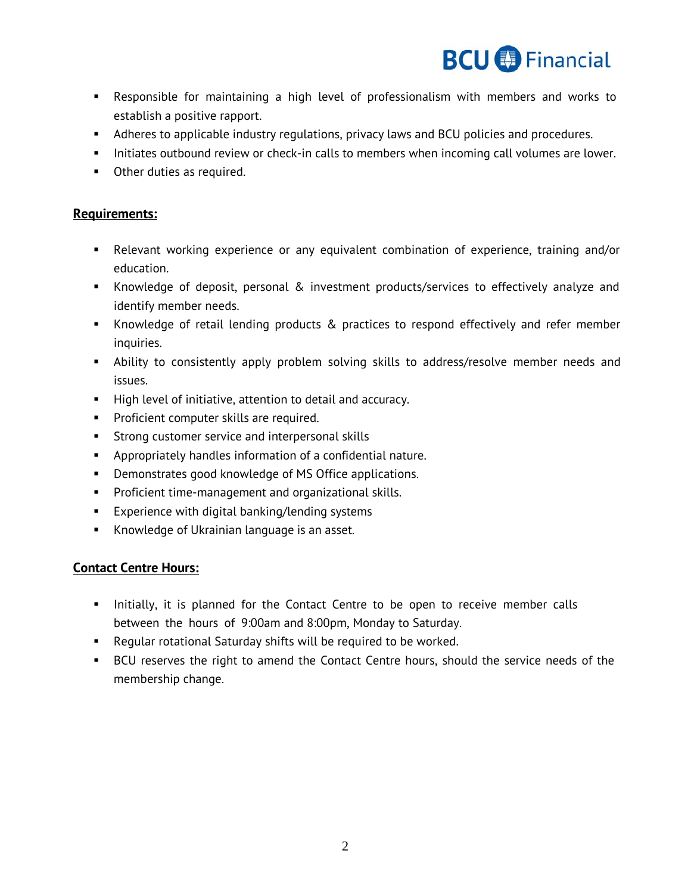- Responsible for maintaining a high level of professionalism with members and works to establish a positive rapport.
- Adheres to applicable industry regulations, privacy laws and BCU policies and procedures.
- Initiates outbound review or check-in calls to members when incoming call volumes are lower.
- Other duties as required.

## Requirements:

- Relevant working experience or any equivalent combination of experience, training and/or education.
- Knowledge of deposit, personal & investment products/services to effectively analyze and identify member needs.
- Knowledge of retail lending products & practices to respond effectively and refer member inquiries.
- Ability to consistently apply problem solving skills to address/resolve member needs and issues.
- High level of initiative, attention to detail and accuracy.
- Proficient computer skills are required.
- Strong customer service and interpersonal skills
- Appropriately handles information of a confidential nature.
- Demonstrates good knowledge of MS Office applications.
- Proficient time-management and organizational skills.
- Experience with digital banking/lending systems
- Knowledge of Ukrainian language is an asset.

## Contact Centre Hours:

- Initially, it is planned for the Contact Centre to be open to receive member calls between the hours of 9:00am and 8:00pm, Monday to Saturday.
- Regular rotational Saturday shifts will be required to be worked.
- BCU reserves the right to amend the Contact Centre hours, should the service needs of the membership change.